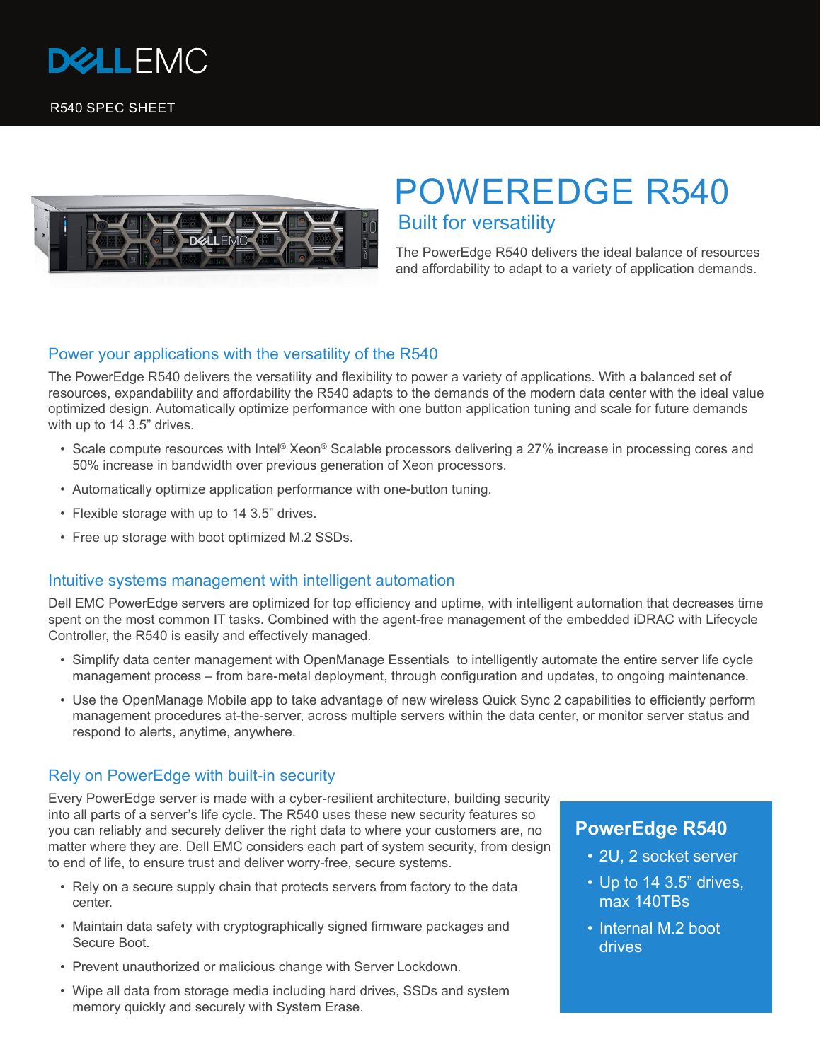DELL EMC

R540 SPEC SHEET

# POWEREDGE R540

## Built for versatility

The PowerEdge R540 delivers the ideal balance of resources and affordability to adapt to a variety of application demands.

## Power your applications with the versatility of the R540

The PowerEdge R540 delivers the versatility and flexibility to power a variety of applications. With a balanced set of resources, expandability and affordability the R540 adapts to the demands of the modern data center with the ideal value optimized design. Automatically optimize performance with one button application tuning and scale for future demands with up to 14 3.5" drives.

- Scale compute resources with Intel® Xeon® Scalable processors delivering a 27% increase in processing cores and 50% increase in bandwidth over previous generation of Xeon processors.
- Automatically optimize application performance with one-button tuning.
- Flexible storage with up to 14 3.5" drives.
- Free up storage with boot optimized M.2 SSDs.

## Intuitive systems management with intelligent automation

Dell EMC PowerEdge servers are optimized for top efficiency and uptime, with intelligent automation that decreases time spent on the most common IT tasks. Combined with the agent-free management of the embedded iDRAC with Lifecycle Controller, the R540 is easily and effectively managed.

- Simplify data center management with OpenManage Essentials to intelligently automate the entire server life cycle management process – from bare-metal deployment, through configuration and updates, to ongoing maintenance.
- Use the OpenManage Mobile app to take advantage of new wireless Quick Sync 2 capabilities to efficiently perform management procedures at-the-server, across multiple servers within the data center, or monitor server status and respond to alerts, anytime, anywhere.

## Rely on PowerEdge with built-in security

Every PowerEdge server is made with a cyber-resilient architecture, building security into all parts of a server's life cycle. The R540 uses these new security features so you can reliably and securely deliver the right data to where your customers are, no matter where they are. Dell EMC considers each part of system security, from design to end of life, to ensure trust and deliver worry-free, secure systems.

- Rely on a secure supply chain that protects servers from factory to the data center.
- Maintain data safety with cryptographically signed firmware packages and Secure Boot.
- Prevent unauthorized or malicious change with Server Lockdown.
- Wipe all data from storage media including hard drives, SSDs and system memory quickly and securely with System Erase.

### PowerEdge R540

- 2U, 2 socket server
- Up to 14 3.5" drives, max 140TBs
- Internal M.2 boot drives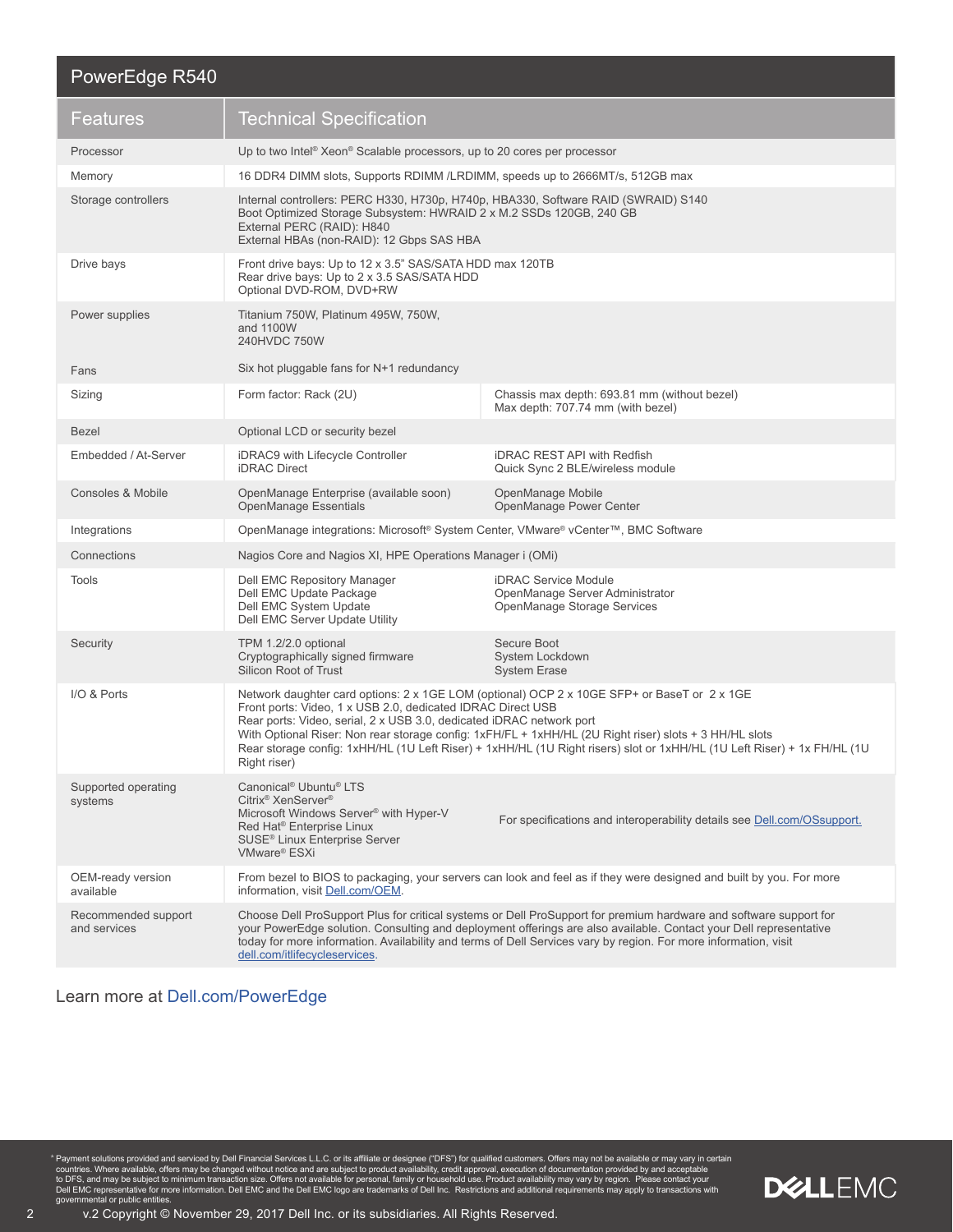## PowerEdge R540

| Features | Technical Specification | |
|---|---|---|
| Processor | Up to two Intel® Xeon® Scalable processors, up to 20 cores per processor | |
| Memory | 16 DDR4 DIMM slots, Supports RDIMM /LRDIMM, speeds up to 2666MT/s, 512GB max | |
| Storage controllers | Internal controllers: PERC H330, H730p, H740p, HBA330, Software RAID (SWRAID) S140<br>Boot Optimized Storage Subsystem: HWRAID 2 x M.2 SSDs 120GB, 240 GB<br>External PERC (RAID): H840<br>External HBAs (non-RAID): 12 Gbps SAS HBA | |
| Drive bays | Front drive bays: Up to 12 x 3.5" SAS/SATA HDD max 120TB<br>Rear drive bays: Up to 2 x 3.5 SAS/SATA HDD<br>Optional DVD-ROM, DVD+RW | |
| Power supplies | Titanium 750W, Platinum 495W, 750W, and 1100W<br>240HVDC 750W | |
| Fans | Six hot pluggable fans for N+1 redundancy | |
| Sizing | Form factor: Rack (2U) | Chassis max depth: 693.81 mm (without bezel)<br>Max depth: 707.74 mm (with bezel) |
| Bezel | Optional LCD or security bezel | |
| Embedded / At-Server | iDRAC9 with Lifecycle Controller<br>iDRAC Direct | iDRAC REST API with Redfish<br>Quick Sync 2 BLE/wireless module |
| Consoles & Mobile | OpenManage Enterprise (available soon)<br>OpenManage Essentials | OpenManage Mobile<br>OpenManage Power Center |
| Integrations | OpenManage integrations: Microsoft® System Center, VMware® vCenter™, BMC Software | |
| Connections | Nagios Core and Nagios XI, HPE Operations Manager i (OMi) | |
| Tools | Dell EMC Repository Manager<br>Dell EMC Update Package<br>Dell EMC System Update<br>Dell EMC Server Update Utility | iDRAC Service Module<br>OpenManage Server Administrator<br>OpenManage Storage Services |
| Security | TPM 1.2/2.0 optional<br>Cryptographically signed firmware<br>Silicon Root of Trust | Secure Boot<br>System Lockdown<br>System Erase |
| I/O & Ports | Network daughter card options: 2 x 1GE LOM (optional) OCP 2 x 10GE SFP+ or BaseT or 2 x 1GE<br>Front ports: Video, 1 x USB 2.0, dedicated IDRAC Direct USB<br>Rear ports: Video, serial, 2 x USB 3.0, dedicated iDRAC network port<br>With Optional Riser: Non rear storage config: 1xFH/FL + 1xHH/HL (2U Right riser) slots + 3 HH/HL slots<br>Rear storage config: 1xHH/HL (1U Left Riser) + 1xHH/HL (1U Right risers) slot or 1xHH/HL (1U Left Riser) + 1x FH/HL (1U Right riser) | |
| Supported operating systems | Canonical® Ubuntu® LTS<br>Citrix® XenServer®<br>Microsoft Windows Server® with Hyper-V<br>Red Hat® Enterprise Linux<br>SUSE® Linux Enterprise Server<br>VMware® ESXi | For specifications and interoperability details see Dell.com/OSsupport. |
| OEM-ready version available | From bezel to BIOS to packaging, your servers can look and feel as if they were designed and built by you. For more information, visit Dell.com/OEM. | |
| Recommended support and services | Choose Dell ProSupport Plus for critical systems or Dell ProSupport for premium hardware and software support for your PowerEdge solution. Consulting and deployment offerings are also available. Contact your Dell representative today for more information. Availability and terms of Dell Services vary by region. For more information, visit dell.com/itlifecycleservices. | |

Learn more at Dell.com/PowerEdge

* Payment solutions provided and serviced by Dell Financial Services L.L.C. or its affiliate or designee ("DFS") for qualified customers. Offers may not be available or may vary in certain countries. Where available, offers may be changed without notice and are subject to product availability, credit approval, execution of documentation provided by and acceptable to DFS, and may be subject to minimum transaction size. Offers not available for personal, family or household use. Product availability may vary by region. Please contact your Dell EMC representative for more information. Dell EMC and the Dell EMC logo are trademarks of Dell Inc. Restrictions and additional requirements may apply to transactions with governmental or public entities.

DELL EMC

v.2 Copyright © November 29, 2017 Dell Inc. or its subsidiaries. All Rights Reserved.